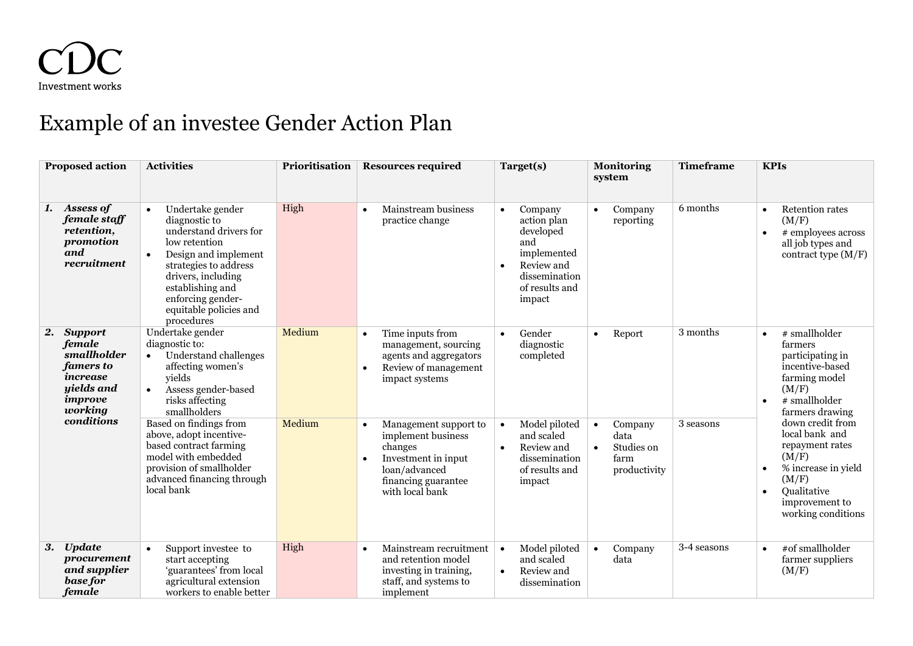CDC

Investment works

# Example of an investee Gender Action Plan

| Proposed action | Activities | Prioritisation | Resources required | Target(s) | Monitoring system | Timeframe | KPIs |
|---|---|---|---|---|---|---|---|
| ***1. Assess of female staff retention, promotion and recruitment*** | • Undertake gender diagnostic to understand drivers for low retention<br>• Design and implement strategies to address drivers, including establishing and enforcing gender-equitable policies and procedures | High | • Mainstream business practice change | • Company action plan developed and implemented<br>• Review and dissemination of results and impact | • Company reporting | 6 months | • Retention rates (M/F)<br>• # employees across all job types and contract type (M/F) |
| ***2. Support female smallholder famers to increase yields and improve working conditions*** | Undertake gender diagnostic to:<br>• Understand challenges affecting women's yields<br>• Assess gender-based risks affecting smallholders | Medium | • Time inputs from management, sourcing agents and aggregators<br>• Review of management impact systems | • Gender diagnostic completed | • Report | 3 months | • # smallholder farmers participating in incentive-based farming model (M/F)<br>• # smallholder farmers drawing down credit from local bank and repayment rates (M/F)<br>• % increase in yield (M/F)<br>• Qualitative improvement to working conditions |
| | Based on findings from above, adopt incentive-based contract farming model with embedded provision of smallholder advanced financing through local bank | Medium | • Management support to implement business changes<br>• Investment in input loan/advanced financing guarantee with local bank | • Model piloted and scaled<br>• Review and dissemination of results and impact | • Company data<br>• Studies on farm productivity | 3 seasons | |
| ***3. Update procurement and supplier base for female*** | • Support investee to start accepting 'guarantees' from local agricultural extension workers to enable better | High | • Mainstream recruitment and retention model investing in training, staff, and systems to implement | • Model piloted and scaled<br>• Review and dissemination | • Company data | 3-4 seasons | • #of smallholder farmer suppliers (M/F) |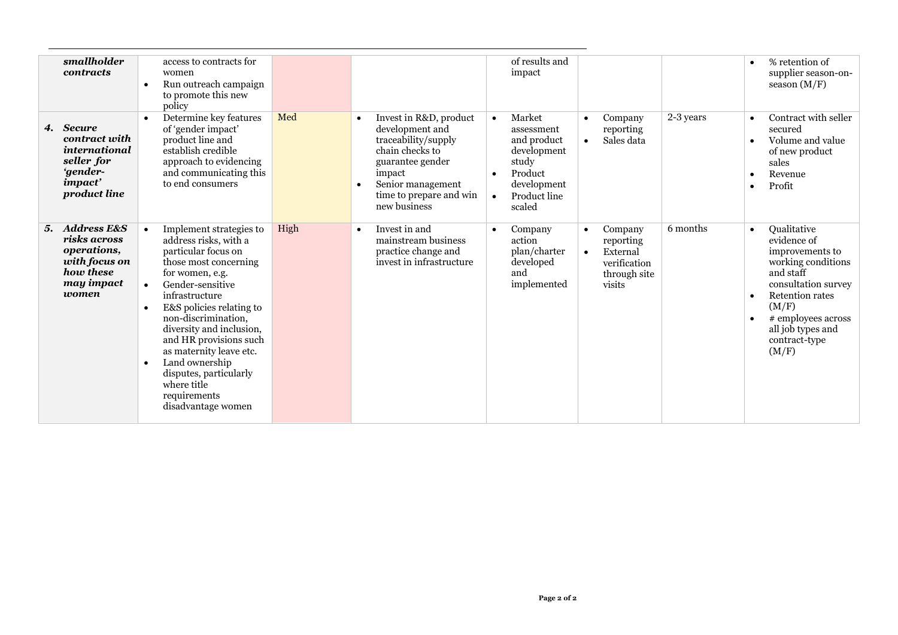| | | | | | | | |
|---|---|---|---|---|---|---|---|
| ***smallholder contracts*** | access to contracts for women<br>• Run outreach campaign to promote this new policy | | | of results and impact | | | • % retention of supplier season-on-season (M/F) |
| ***4. Secure contract with international seller for 'gender-impact' product line*** | • Determine key features of 'gender impact' product line and establish credible approach to evidencing and communicating this to end consumers | Med | • Invest in R&D, product development and traceability/supply chain checks to guarantee gender impact<br>• Senior management time to prepare and win new business | • Market assessment and product development study<br>• Product development<br>• Product line scaled | • Company reporting<br>• Sales data | 2-3 years | • Contract with seller secured<br>• Volume and value of new product sales<br>• Revenue<br>• Profit |
| ***5. Address E&S risks across operations, with focus on how these may impact women*** | • Implement strategies to address risks, with a particular focus on those most concerning for women, e.g.<br>• Gender-sensitive infrastructure<br>• E&S policies relating to non-discrimination, diversity and inclusion, and HR provisions such as maternity leave etc.<br>• Land ownership disputes, particularly where title requirements disadvantage women | High | • Invest in and mainstream business practice change and invest in infrastructure | • Company action plan/charter developed and implemented | • Company reporting<br>• External verification through site visits | 6 months | • Qualitative evidence of improvements to working conditions and staff consultation survey<br>• Retention rates (M/F)<br>• # employees across all job types and contract-type (M/F) |